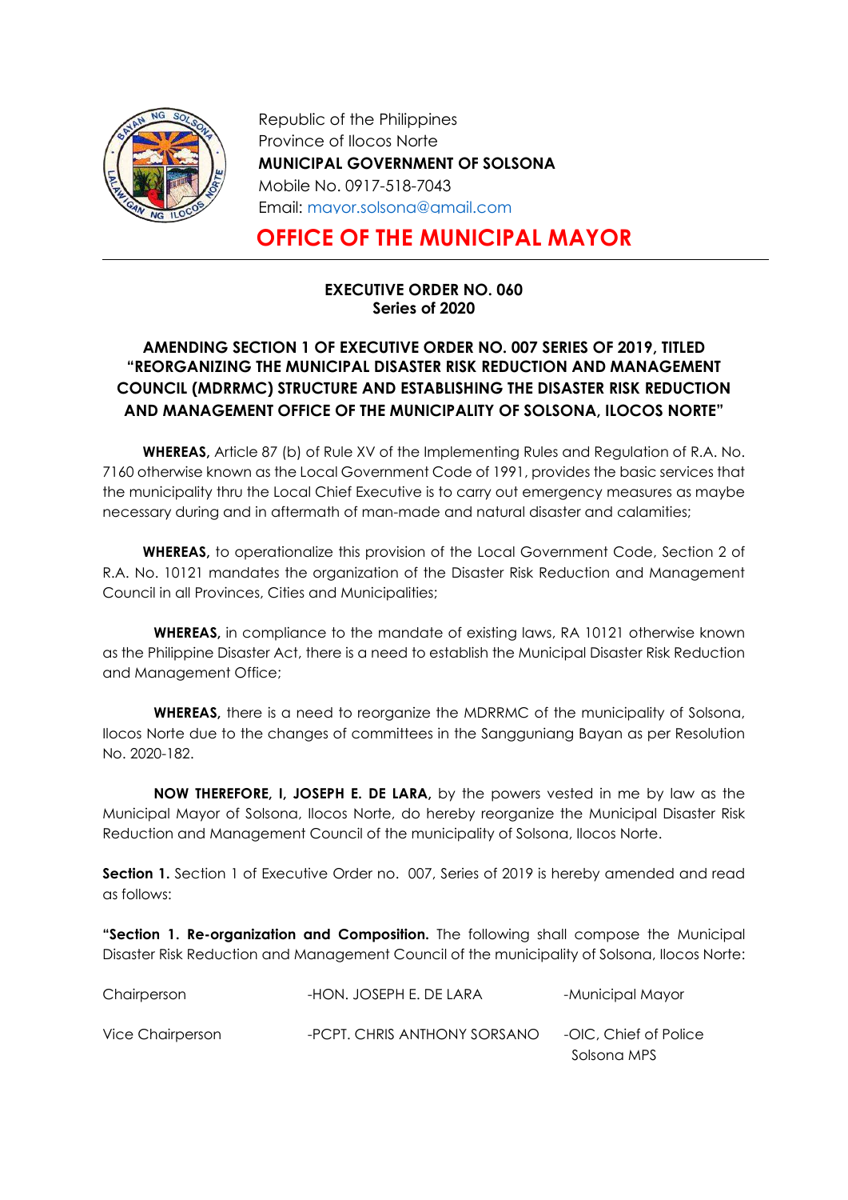Republic of the Philippines
Province of Ilocos Norte
**MUNICIPAL GOVERNMENT OF SOLSONA**
Mobile No. 0917-518-7043
Email: mayor.solsona@gmail.com

# OFFICE OF THE MUNICIPAL MAYOR

**EXECUTIVE ORDER NO. 060**
**Series of 2020**

## AMENDING SECTION 1 OF EXECUTIVE ORDER NO. 007 SERIES OF 2019, TITLED "REORGANIZING THE MUNICIPAL DISASTER RISK REDUCTION AND MANAGEMENT COUNCIL (MDRRMC) STRUCTURE AND ESTABLISHING THE DISASTER RISK REDUCTION AND MANAGEMENT OFFICE OF THE MUNICIPALITY OF SOLSONA, ILOCOS NORTE"

**WHEREAS,** Article 87 (b) of Rule XV of the Implementing Rules and Regulation of R.A. No. 7160 otherwise known as the Local Government Code of 1991, provides the basic services that the municipality thru the Local Chief Executive is to carry out emergency measures as maybe necessary during and in aftermath of man-made and natural disaster and calamities;

**WHEREAS,** to operationalize this provision of the Local Government Code, Section 2 of R.A. No. 10121 mandates the organization of the Disaster Risk Reduction and Management Council in all Provinces, Cities and Municipalities;

**WHEREAS,** in compliance to the mandate of existing laws, RA 10121 otherwise known as the Philippine Disaster Act, there is a need to establish the Municipal Disaster Risk Reduction and Management Office;

**WHEREAS,** there is a need to reorganize the MDRRMC of the municipality of Solsona, Ilocos Norte due to the changes of committees in the Sangguniang Bayan as per Resolution No. 2020-182.

**NOW THEREFORE, I, JOSEPH E. DE LARA,** by the powers vested in me by law as the Municipal Mayor of Solsona, Ilocos Norte, do hereby reorganize the Municipal Disaster Risk Reduction and Management Council of the municipality of Solsona, Ilocos Norte.

**Section 1.** Section 1 of Executive Order no. 007, Series of 2019 is hereby amended and read as follows:

**"Section 1. Re-organization and Composition.** The following shall compose the Municipal Disaster Risk Reduction and Management Council of the municipality of Solsona, Ilocos Norte:

| | | |
|---|---|---|
| Chairperson | -HON. JOSEPH E. DE LARA | -Municipal Mayor |
| Vice Chairperson | -PCPT. CHRIS ANTHONY SORSANO | -OIC, Chief of Police Solsona MPS |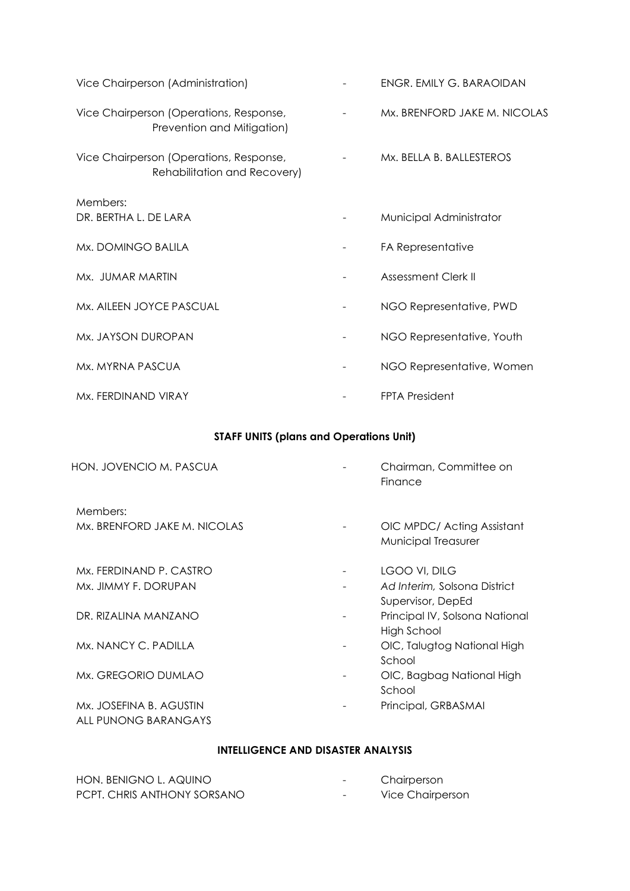| | | |
|---|---|---|
| Vice Chairperson (Administration) | - | ENGR. EMILY G. BARAOIDAN |
| Vice Chairperson (Operations, Response, Prevention and Mitigation) | - | Mx. BRENFORD JAKE M. NICOLAS |
| Vice Chairperson (Operations, Response, Rehabilitation and Recovery) | - | Mx. BELLA B. BALLESTEROS |

Members:

| | | |
|---|---|---|
| DR. BERTHA L. DE LARA | - | Municipal Administrator |
| Mx. DOMINGO BALILA | - | FA Representative |
| Mx. JUMAR MARTIN | - | Assessment Clerk II |
| Mx. AILEEN JOYCE PASCUAL | - | NGO Representative, PWD |
| Mx. JAYSON DUROPAN | - | NGO Representative, Youth |
| Mx. MYRNA PASCUA | - | NGO Representative, Women |
| Mx. FERDINAND VIRAY | - | FPTA President |

**STAFF UNITS (plans and Operations Unit)**

| | | |
|---|---|---|
| HON. JOVENCIO M. PASCUA | - | Chairman, Committee on Finance |

Members:

| | | |
|---|---|---|
| Mx. BRENFORD JAKE M. NICOLAS | - | OIC MPDC/ Acting Assistant Municipal Treasurer |
| Mx. FERDINAND P. CASTRO | - | LGOO VI, DILG |
| Mx. JIMMY F. DORUPAN | - | *Ad Interim,* Solsona District Supervisor, DepEd |
| DR. RIZALINA MANZANO | - | Principal IV, Solsona National High School |
| Mx. NANCY C. PADILLA | - | OIC, Talugtog National High School |
| Mx. GREGORIO DUMLAO | - | OIC, Bagbag National High School |
| Mx. JOSEFINA B. AGUSTIN | - | Principal, GRBASMAI |
| ALL PUNONG BARANGAYS | | |

**INTELLIGENCE AND DISASTER ANALYSIS**

| | | |
|---|---|---|
| HON. BENIGNO L. AQUINO | - | Chairperson |
| PCPT. CHRIS ANTHONY SORSANO | - | Vice Chairperson |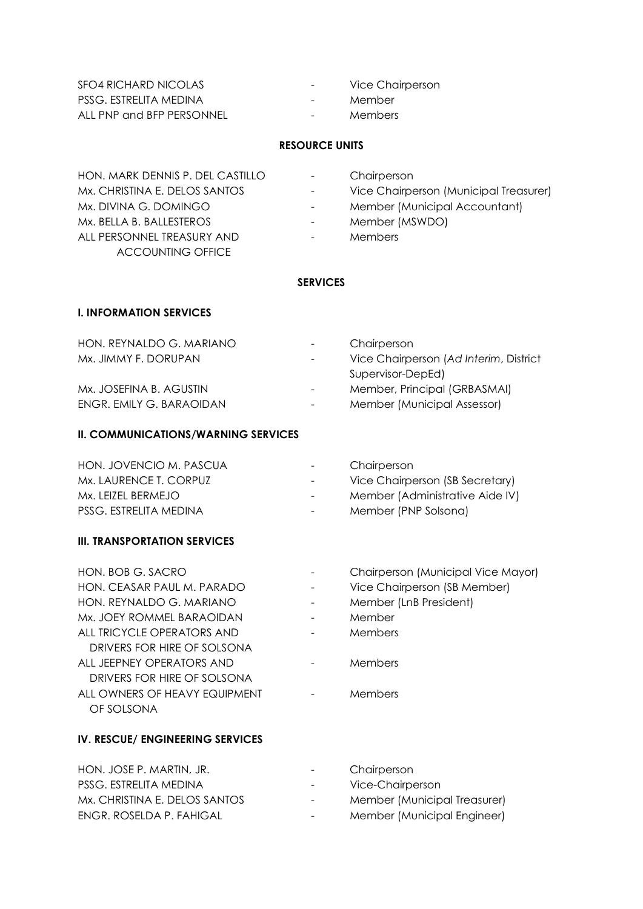| | | |
|---|---|---|
| SFO4 RICHARD NICOLAS | - | Vice Chairperson |
| PSSG. ESTRELITA MEDINA | - | Member |
| ALL PNP and BFP PERSONNEL | - | Members |

**RESOURCE UNITS**

| | | |
|---|---|---|
| HON. MARK DENNIS P. DEL CASTILLO | - | Chairperson |
| Mx. CHRISTINA E. DELOS SANTOS | - | Vice Chairperson (Municipal Treasurer) |
| Mx. DIVINA G. DOMINGO | - | Member (Municipal Accountant) |
| Mx. BELLA B. BALLESTEROS | - | Member (MSWDO) |
| ALL PERSONNEL TREASURY AND ACCOUNTING OFFICE | - | Members |

**SERVICES**

**I. INFORMATION SERVICES**

| | | |
|---|---|---|
| HON. REYNALDO G. MARIANO | - | Chairperson |
| Mx. JIMMY F. DORUPAN | - | Vice Chairperson (*Ad Interim*, District Supervisor-DepEd) |
| Mx. JOSEFINA B. AGUSTIN | - | Member, Principal (GRBASMAI) |
| ENGR. EMILY G. BARAOIDAN | - | Member (Municipal Assessor) |

**II. COMMUNICATIONS/WARNING SERVICES**

| | | |
|---|---|---|
| HON. JOVENCIO M. PASCUA | - | Chairperson |
| Mx. LAURENCE T. CORPUZ | - | Vice Chairperson (SB Secretary) |
| Mx. LEIZEL BERMEJO | - | Member (Administrative Aide IV) |
| PSSG. ESTRELITA MEDINA | - | Member (PNP Solsona) |

**III. TRANSPORTATION SERVICES**

| | | |
|---|---|---|
| HON. BOB G. SACRO | - | Chairperson (Municipal Vice Mayor) |
| HON. CEASAR PAUL M. PARADO | - | Vice Chairperson (SB Member) |
| HON. REYNALDO G. MARIANO | - | Member (LnB President) |
| Mx. JOEY ROMMEL BARAOIDAN | - | Member |
| ALL TRICYCLE OPERATORS AND DRIVERS FOR HIRE OF SOLSONA | - | Members |
| ALL JEEPNEY OPERATORS AND DRIVERS FOR HIRE OF SOLSONA | - | Members |
| ALL OWNERS OF HEAVY EQUIPMENT OF SOLSONA | - | Members |

**IV. RESCUE/ ENGINEERING SERVICES**

| | | |
|---|---|---|
| HON. JOSE P. MARTIN, JR. | - | Chairperson |
| PSSG. ESTRELITA MEDINA | - | Vice-Chairperson |
| Mx. CHRISTINA E. DELOS SANTOS | - | Member (Municipal Treasurer) |
| ENGR. ROSELDA P. FAHIGAL | - | Member (Municipal Engineer) |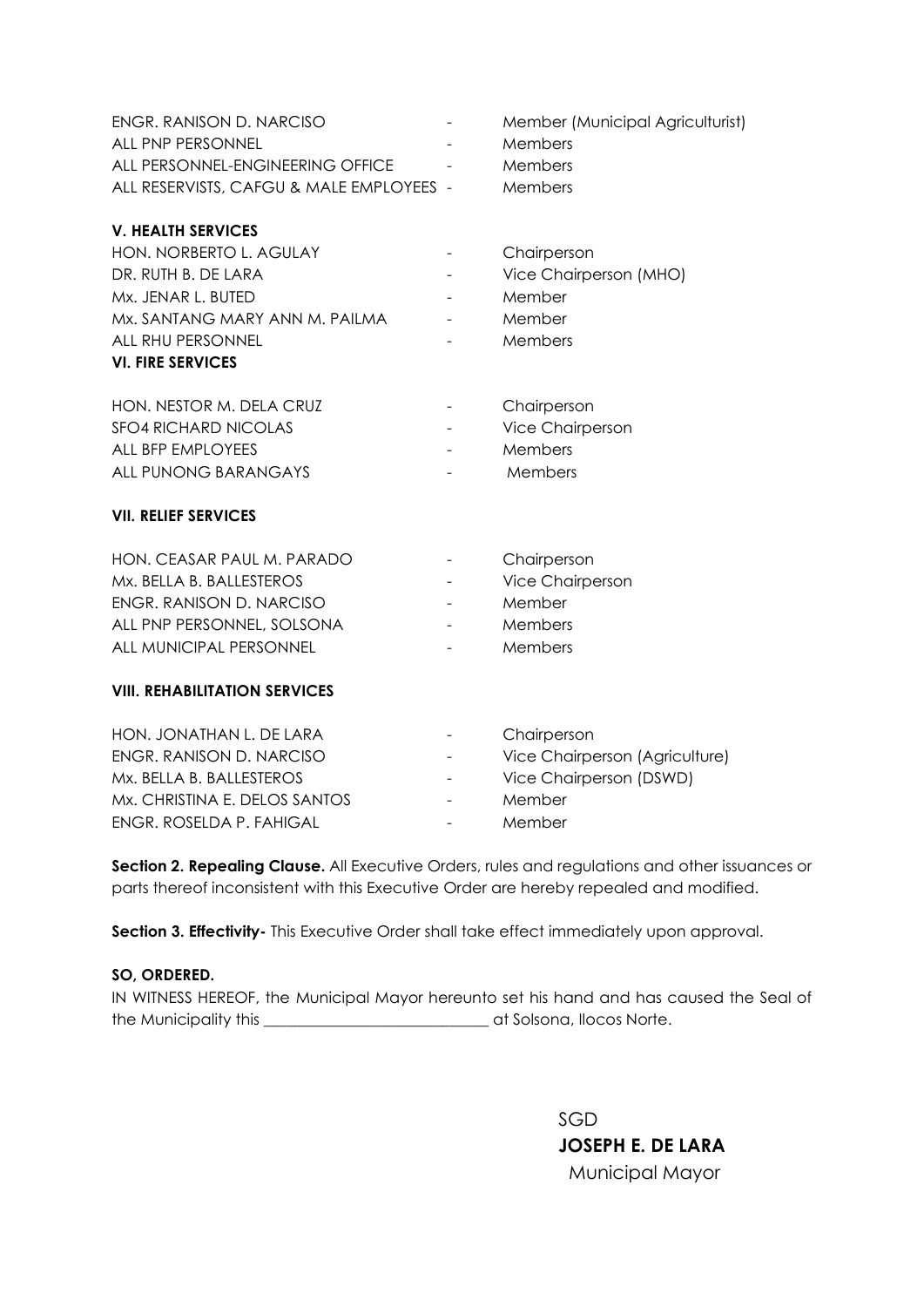| | | |
|---|---|---|
| ENGR. RANISON D. NARCISO | - | Member (Municipal Agriculturist) |
| ALL PNP PERSONNEL | - | Members |
| ALL PERSONNEL-ENGINEERING OFFICE | - | Members |
| ALL RESERVISTS, CAFGU & MALE EMPLOYEES | - | Members |

**V. HEALTH SERVICES**

| | | |
|---|---|---|
| HON. NORBERTO L. AGULAY | - | Chairperson |
| DR. RUTH B. DE LARA | - | Vice Chairperson (MHO) |
| Mx. JENAR L. BUTED | - | Member |
| Mx. SANTANG MARY ANN M. PAILMA | - | Member |
| ALL RHU PERSONNEL | - | Members |

**VI. FIRE SERVICES**

| | | |
|---|---|---|
| HON. NESTOR M. DELA CRUZ | - | Chairperson |
| SFO4 RICHARD NICOLAS | - | Vice Chairperson |
| ALL BFP EMPLOYEES | - | Members |
| ALL PUNONG BARANGAYS | - | Members |

**VII. RELIEF SERVICES**

| | | |
|---|---|---|
| HON. CEASAR PAUL M. PARADO | - | Chairperson |
| Mx. BELLA B. BALLESTEROS | - | Vice Chairperson |
| ENGR. RANISON D. NARCISO | - | Member |
| ALL PNP PERSONNEL, SOLSONA | - | Members |
| ALL MUNICIPAL PERSONNEL | - | Members |

**VIII. REHABILITATION SERVICES**

| | | |
|---|---|---|
| HON. JONATHAN L. DE LARA | - | Chairperson |
| ENGR. RANISON D. NARCISO | - | Vice Chairperson (Agriculture) |
| Mx. BELLA B. BALLESTEROS | - | Vice Chairperson (DSWD) |
| Mx. CHRISTINA E. DELOS SANTOS | - | Member |
| ENGR. ROSELDA P. FAHIGAL | - | Member |

**Section 2. Repealing Clause.** All Executive Orders, rules and regulations and other issuances or parts thereof inconsistent with this Executive Order are hereby repealed and modified.

**Section 3. Effectivity-** This Executive Order shall take effect immediately upon approval.

**SO, ORDERED.**

IN WITNESS HEREOF, the Municipal Mayor hereunto set his hand and has caused the Seal of the Municipality this ____________________________ at Solsona, Ilocos Norte.

SGD
**JOSEPH E. DE LARA**
Municipal Mayor